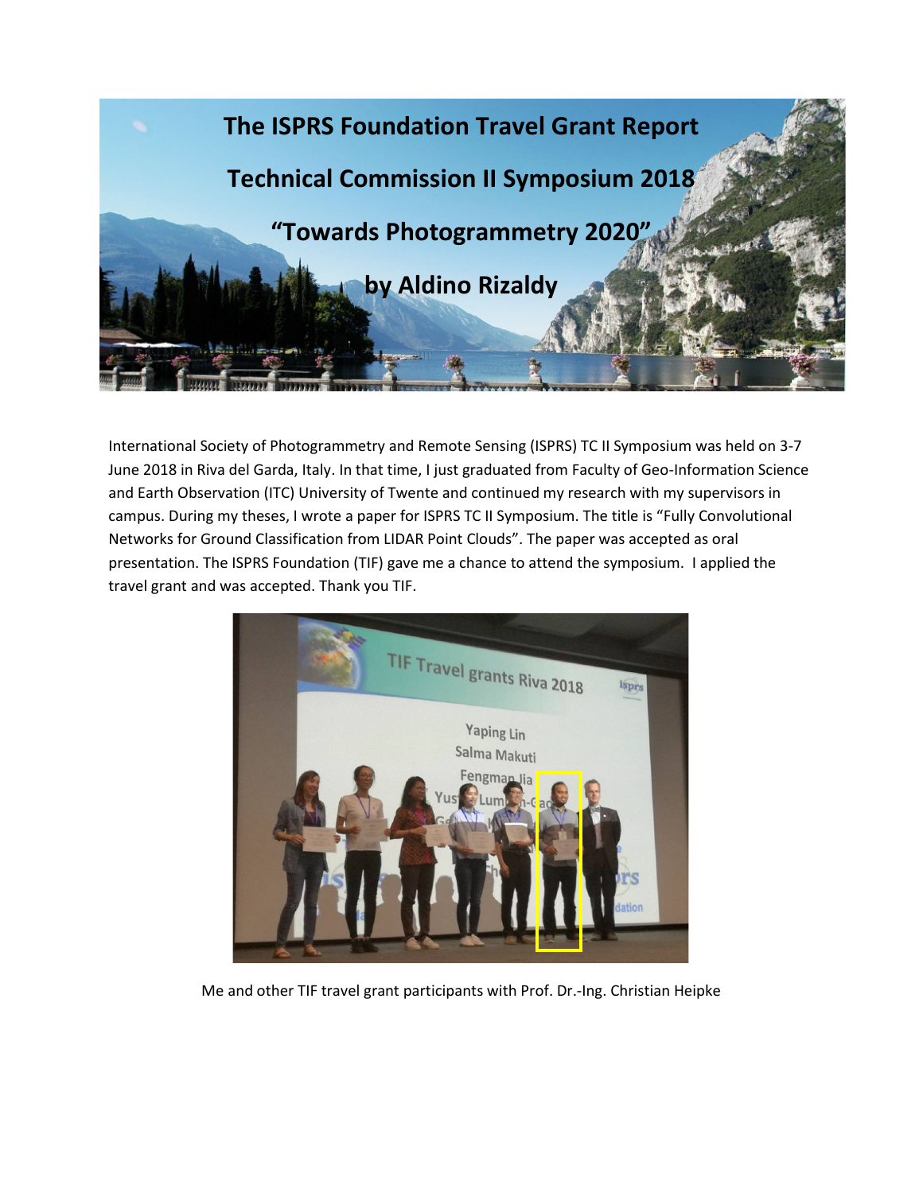# The ISPRS Foundation Travel Grant Report

## Technical Commission II Symposium 2018

## "Towards Photogrammetry 2020"

## by Aldino Rizaldy

International Society of Photogrammetry and Remote Sensing (ISPRS) TC II Symposium was held on 3-7 June 2018 in Riva del Garda, Italy. In that time, I just graduated from Faculty of Geo-Information Science and Earth Observation (ITC) University of Twente and continued my research with my supervisors in campus. During my theses, I wrote a paper for ISPRS TC II Symposium. The title is "Fully Convolutional Networks for Ground Classification from LIDAR Point Clouds". The paper was accepted as oral presentation. The ISPRS Foundation (TIF) gave me a chance to attend the symposium. I applied the travel grant and was accepted. Thank you TIF.

Me and other TIF travel grant participants with Prof. Dr.-Ing. Christian Heipke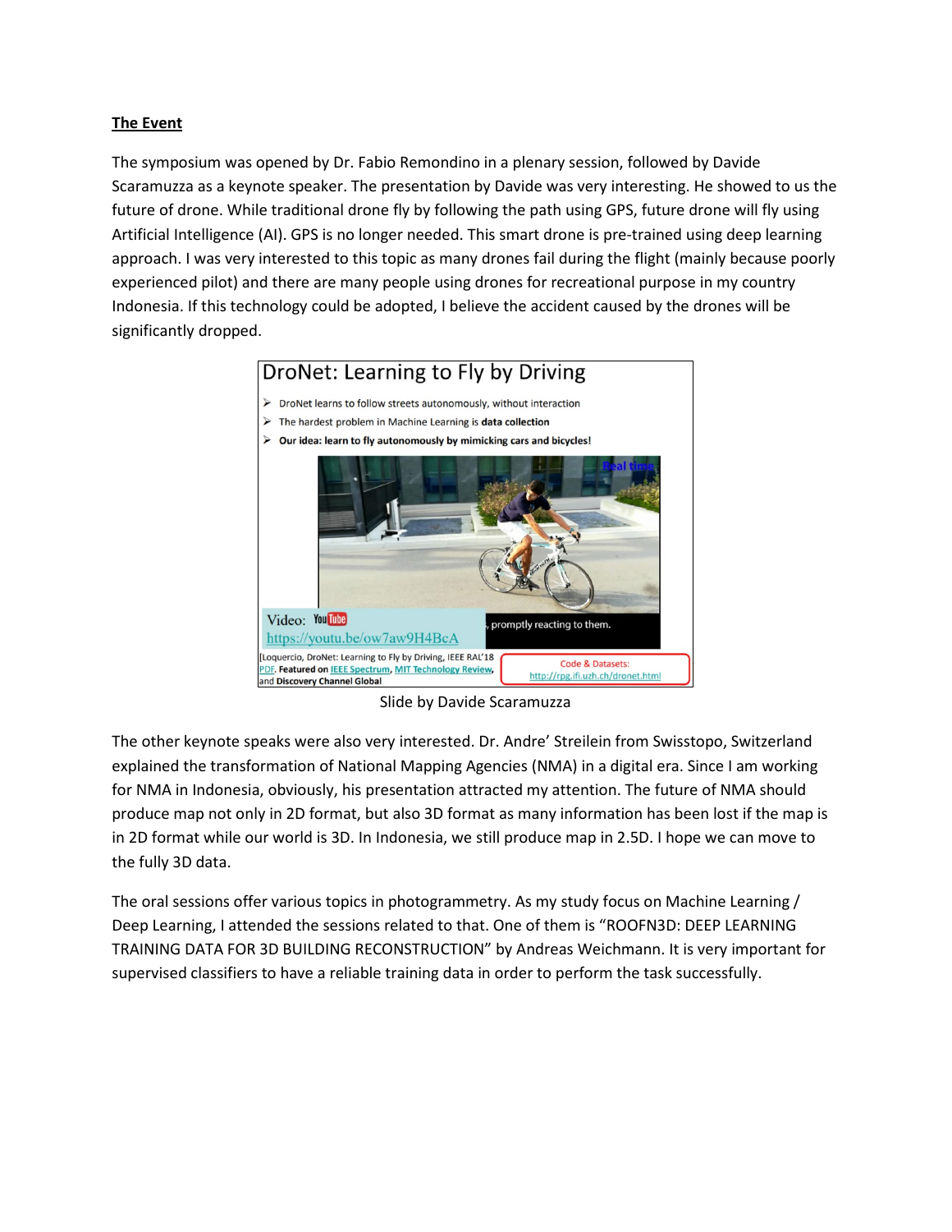**The Event**

The symposium was opened by Dr. Fabio Remondino in a plenary session, followed by Davide Scaramuzza as a keynote speaker. The presentation by Davide was very interesting. He showed to us the future of drone. While traditional drone fly by following the path using GPS, future drone will fly using Artificial Intelligence (AI). GPS is no longer needed. This smart drone is pre-trained using deep learning approach. I was very interested to this topic as many drones fail during the flight (mainly because poorly experienced pilot) and there are many people using drones for recreational purpose in my country Indonesia. If this technology could be adopted, I believe the accident caused by the drones will be significantly dropped.

Slide by Davide Scaramuzza

The other keynote speaks were also very interested. Dr. Andre' Streilein from Swisstopo, Switzerland explained the transformation of National Mapping Agencies (NMA) in a digital era. Since I am working for NMA in Indonesia, obviously, his presentation attracted my attention. The future of NMA should produce map not only in 2D format, but also 3D format as many information has been lost if the map is in 2D format while our world is 3D. In Indonesia, we still produce map in 2.5D. I hope we can move to the fully 3D data.

The oral sessions offer various topics in photogrammetry. As my study focus on Machine Learning / Deep Learning, I attended the sessions related to that. One of them is "ROOFN3D: DEEP LEARNING TRAINING DATA FOR 3D BUILDING RECONSTRUCTION" by Andreas Weichmann. It is very important for supervised classifiers to have a reliable training data in order to perform the task successfully.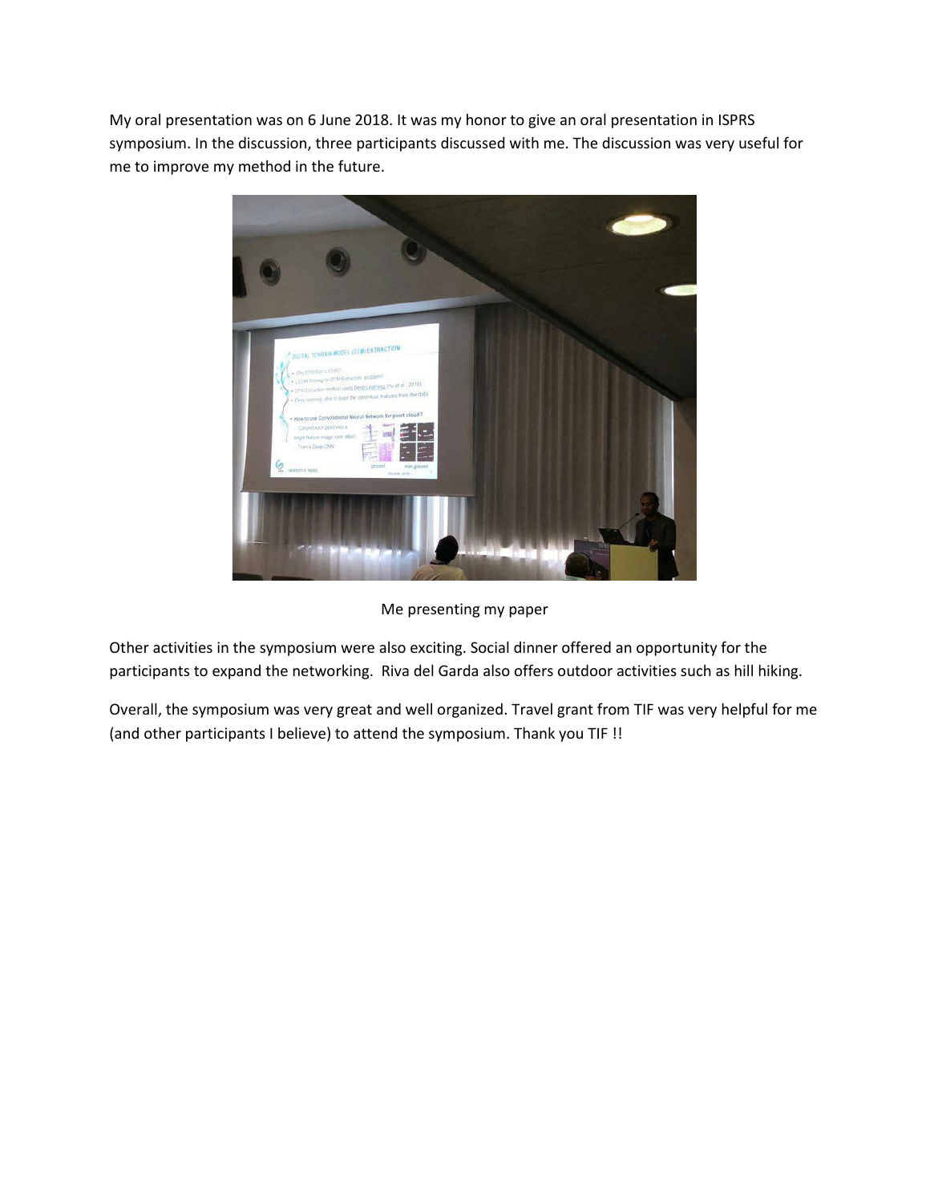My oral presentation was on 6 June 2018. It was my honor to give an oral presentation in ISPRS symposium. In the discussion, three participants discussed with me. The discussion was very useful for me to improve my method in the future.

Me presenting my paper

Other activities in the symposium were also exciting. Social dinner offered an opportunity for the participants to expand the networking. Riva del Garda also offers outdoor activities such as hill hiking.

Overall, the symposium was very great and well organized. Travel grant from TIF was very helpful for me (and other participants I believe) to attend the symposium. Thank you TIF !!